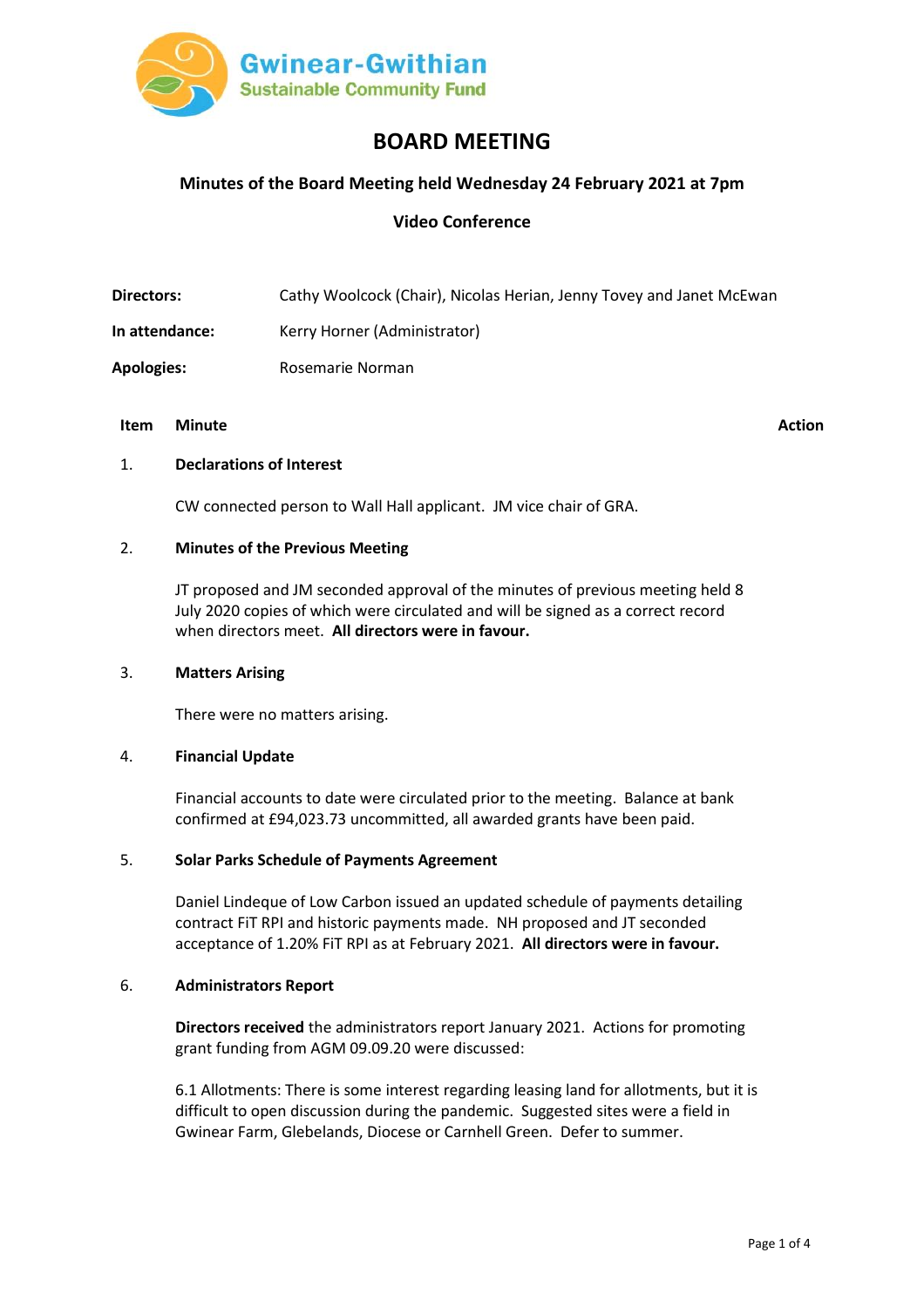Gwinear-Gwithian
Sustainable Community Fund

# BOARD MEETING

**Minutes of the Board Meeting held Wednesday 24 February 2021 at 7pm**

**Video Conference**

**Directors:** Cathy Woolcock (Chair), Nicolas Herian, Jenny Tovey and Janet McEwan

**In attendance:** Kerry Horner (Administrator)

**Apologies:** Rosemarie Norman

| Item | Minute | Action |
|---|---|---|

1. **Declarations of Interest**

   CW connected person to Wall Hall applicant. JM vice chair of GRA.

2. **Minutes of the Previous Meeting**

   JT proposed and JM seconded approval of the minutes of previous meeting held 8 July 2020 copies of which were circulated and will be signed as a correct record when directors meet. **All directors were in favour.**

3. **Matters Arising**

   There were no matters arising.

4. **Financial Update**

   Financial accounts to date were circulated prior to the meeting. Balance at bank confirmed at £94,023.73 uncommitted, all awarded grants have been paid.

5. **Solar Parks Schedule of Payments Agreement**

   Daniel Lindeque of Low Carbon issued an updated schedule of payments detailing contract FiT RPI and historic payments made. NH proposed and JT seconded acceptance of 1.20% FiT RPI as at February 2021. **All directors were in favour.**

6. **Administrators Report**

   **Directors received** the administrators report January 2021. Actions for promoting grant funding from AGM 09.09.20 were discussed:

   6.1 Allotments: There is some interest regarding leasing land for allotments, but it is difficult to open discussion during the pandemic. Suggested sites were a field in Gwinear Farm, Glebelands, Diocese or Carnhell Green. Defer to summer.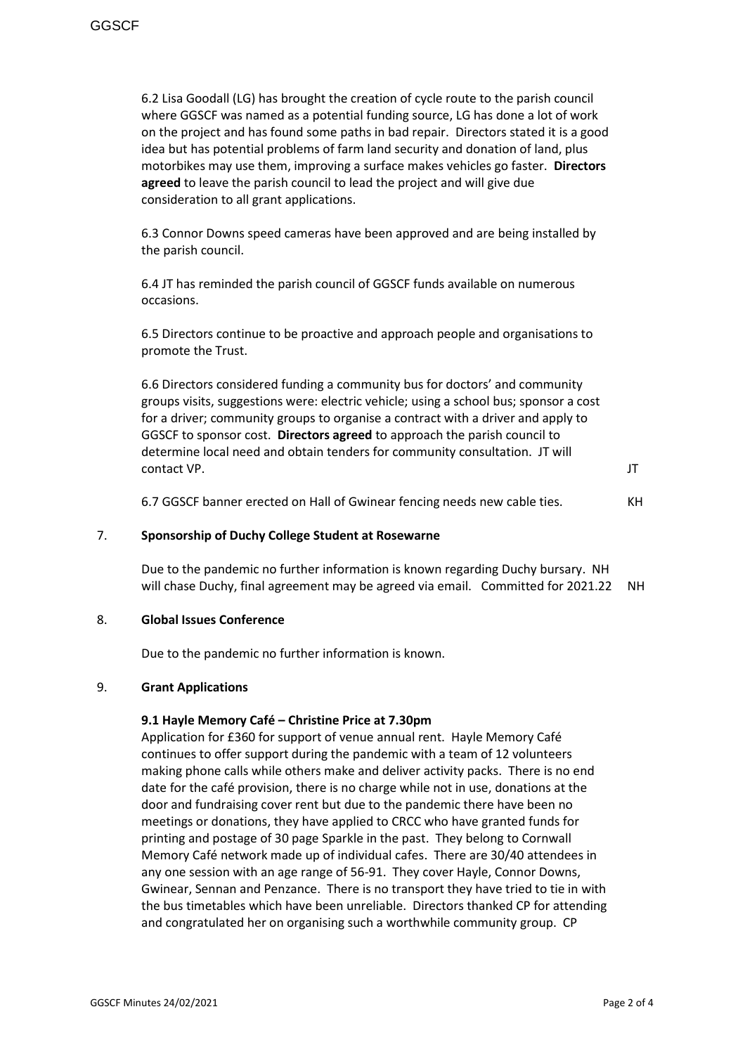6.2 Lisa Goodall (LG) has brought the creation of cycle route to the parish council where GGSCF was named as a potential funding source, LG has done a lot of work on the project and has found some paths in bad repair. Directors stated it is a good idea but has potential problems of farm land security and donation of land, plus motorbikes may use them, improving a surface makes vehicles go faster. **Directors agreed** to leave the parish council to lead the project and will give due consideration to all grant applications.

6.3 Connor Downs speed cameras have been approved and are being installed by the parish council.

6.4 JT has reminded the parish council of GGSCF funds available on numerous occasions.

6.5 Directors continue to be proactive and approach people and organisations to promote the Trust.

6.6 Directors considered funding a community bus for doctors' and community groups visits, suggestions were: electric vehicle; using a school bus; sponsor a cost for a driver; community groups to organise a contract with a driver and apply to GGSCF to sponsor cost. **Directors agreed** to approach the parish council to determine local need and obtain tenders for community consultation. JT will contact VP. JT

6.7 GGSCF banner erected on Hall of Gwinear fencing needs new cable ties. KH

## 7. **Sponsorship of Duchy College Student at Rosewarne**

Due to the pandemic no further information is known regarding Duchy bursary. NH will chase Duchy, final agreement may be agreed via email. Committed for 2021.22 NH

## 8. **Global Issues Conference**

Due to the pandemic no further information is known.

## 9. **Grant Applications**

**9.1 Hayle Memory Café – Christine Price at 7.30pm**

Application for £360 for support of venue annual rent. Hayle Memory Café continues to offer support during the pandemic with a team of 12 volunteers making phone calls while others make and deliver activity packs. There is no end date for the café provision, there is no charge while not in use, donations at the door and fundraising cover rent but due to the pandemic there have been no meetings or donations, they have applied to CRCC who have granted funds for printing and postage of 30 page Sparkle in the past. They belong to Cornwall Memory Café network made up of individual cafes. There are 30/40 attendees in any one session with an age range of 56-91. They cover Hayle, Connor Downs, Gwinear, Sennan and Penzance. There is no transport they have tried to tie in with the bus timetables which have been unreliable. Directors thanked CP for attending and congratulated her on organising such a worthwhile community group. CP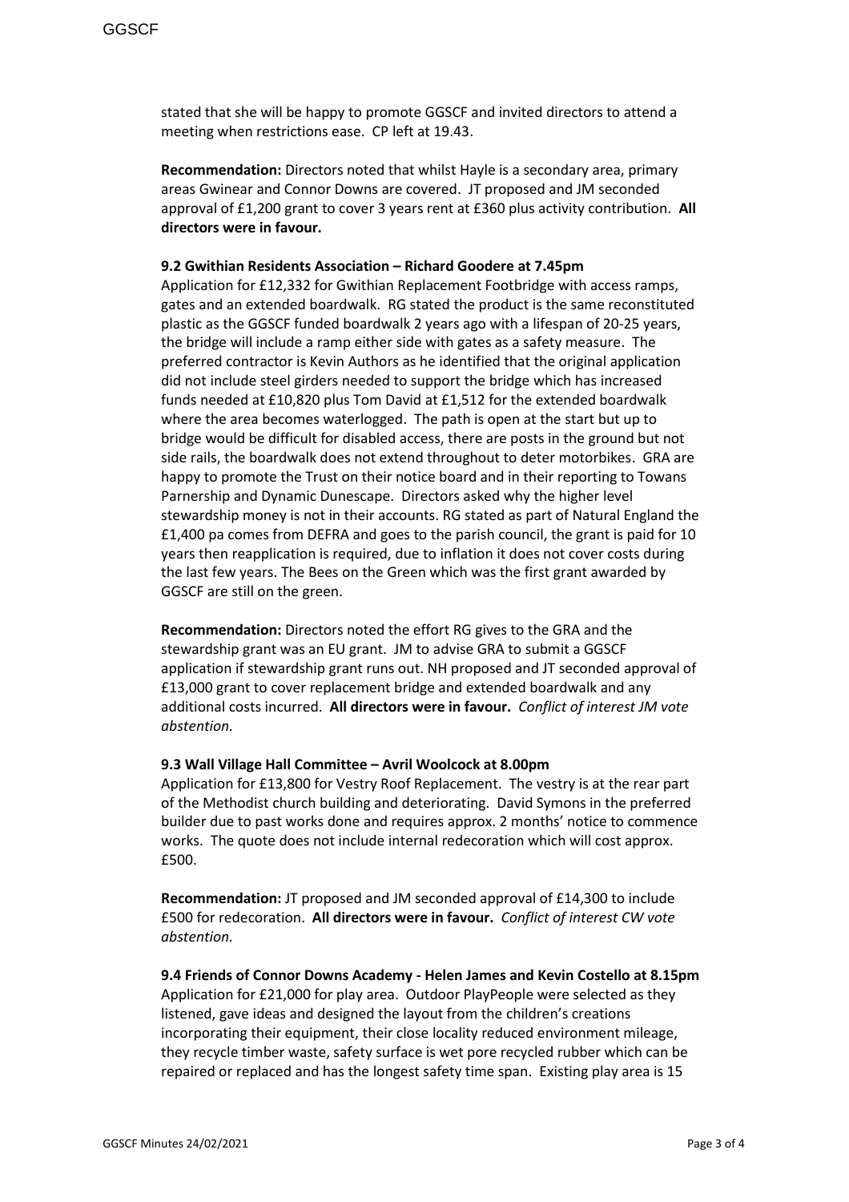stated that she will be happy to promote GGSCF and invited directors to attend a meeting when restrictions ease. CP left at 19.43.

**Recommendation:** Directors noted that whilst Hayle is a secondary area, primary areas Gwinear and Connor Downs are covered. JT proposed and JM seconded approval of £1,200 grant to cover 3 years rent at £360 plus activity contribution. **All directors were in favour.**

**9.2 Gwithian Residents Association – Richard Goodere at 7.45pm**

Application for £12,332 for Gwithian Replacement Footbridge with access ramps, gates and an extended boardwalk. RG stated the product is the same reconstituted plastic as the GGSCF funded boardwalk 2 years ago with a lifespan of 20-25 years, the bridge will include a ramp either side with gates as a safety measure. The preferred contractor is Kevin Authors as he identified that the original application did not include steel girders needed to support the bridge which has increased funds needed at £10,820 plus Tom David at £1,512 for the extended boardwalk where the area becomes waterlogged. The path is open at the start but up to bridge would be difficult for disabled access, there are posts in the ground but not side rails, the boardwalk does not extend throughout to deter motorbikes. GRA are happy to promote the Trust on their notice board and in their reporting to Towans Parnership and Dynamic Dunescape. Directors asked why the higher level stewardship money is not in their accounts. RG stated as part of Natural England the £1,400 pa comes from DEFRA and goes to the parish council, the grant is paid for 10 years then reapplication is required, due to inflation it does not cover costs during the last few years. The Bees on the Green which was the first grant awarded by GGSCF are still on the green.

**Recommendation:** Directors noted the effort RG gives to the GRA and the stewardship grant was an EU grant. JM to advise GRA to submit a GGSCF application if stewardship grant runs out. NH proposed and JT seconded approval of £13,000 grant to cover replacement bridge and extended boardwalk and any additional costs incurred. **All directors were in favour.** *Conflict of interest JM vote abstention.*

**9.3 Wall Village Hall Committee – Avril Woolcock at 8.00pm**

Application for £13,800 for Vestry Roof Replacement. The vestry is at the rear part of the Methodist church building and deteriorating. David Symons in the preferred builder due to past works done and requires approx. 2 months' notice to commence works. The quote does not include internal redecoration which will cost approx. £500.

**Recommendation:** JT proposed and JM seconded approval of £14,300 to include £500 for redecoration. **All directors were in favour.** *Conflict of interest CW vote abstention.*

**9.4 Friends of Connor Downs Academy - Helen James and Kevin Costello at 8.15pm**

Application for £21,000 for play area. Outdoor PlayPeople were selected as they listened, gave ideas and designed the layout from the children's creations incorporating their equipment, their close locality reduced environment mileage, they recycle timber waste, safety surface is wet pore recycled rubber which can be repaired or replaced and has the longest safety time span. Existing play area is 15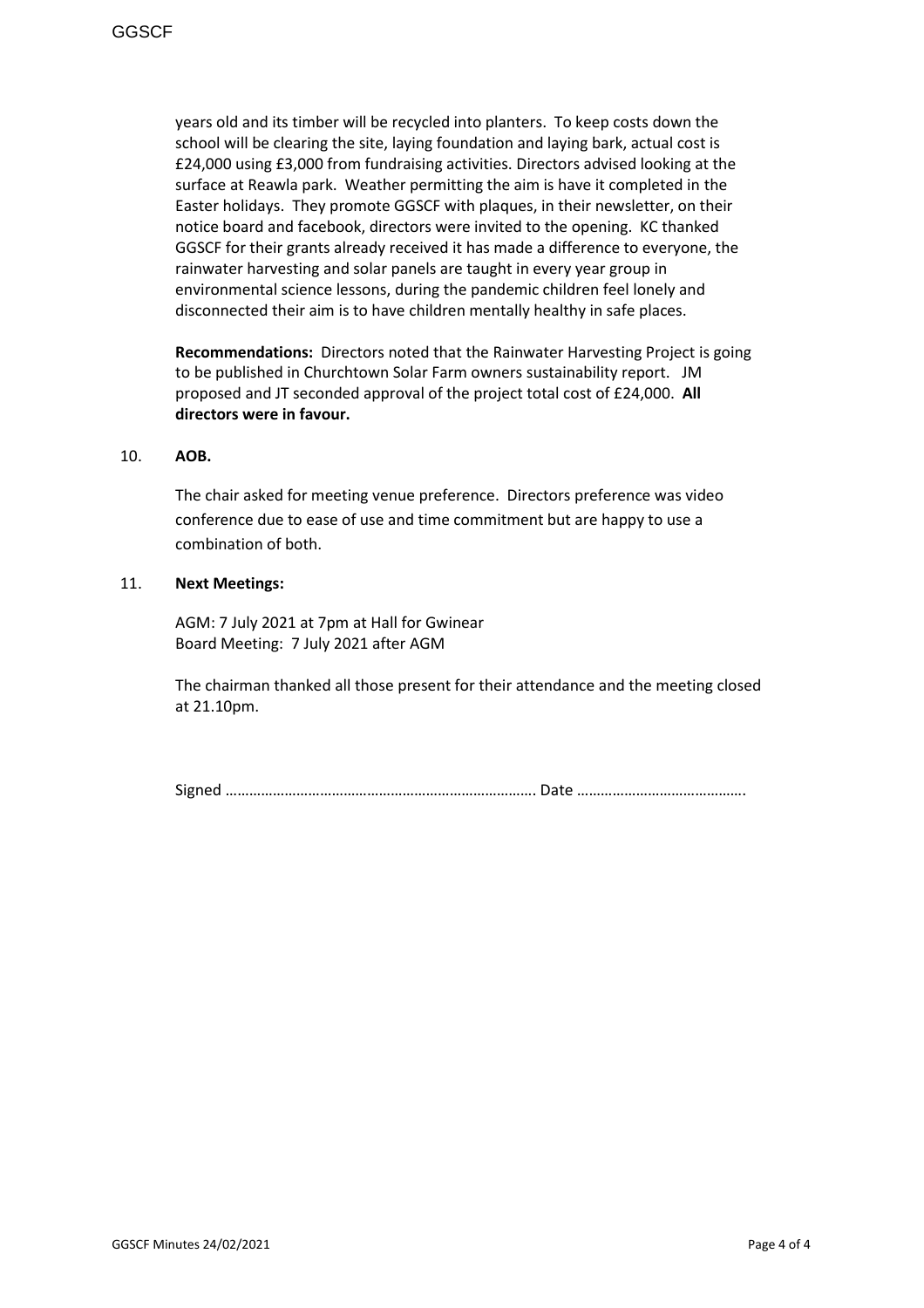years old and its timber will be recycled into planters. To keep costs down the school will be clearing the site, laying foundation and laying bark, actual cost is £24,000 using £3,000 from fundraising activities. Directors advised looking at the surface at Reawla park. Weather permitting the aim is have it completed in the Easter holidays. They promote GGSCF with plaques, in their newsletter, on their notice board and facebook, directors were invited to the opening. KC thanked GGSCF for their grants already received it has made a difference to everyone, the rainwater harvesting and solar panels are taught in every year group in environmental science lessons, during the pandemic children feel lonely and disconnected their aim is to have children mentally healthy in safe places.

**Recommendations:** Directors noted that the Rainwater Harvesting Project is going to be published in Churchtown Solar Farm owners sustainability report. JM proposed and JT seconded approval of the project total cost of £24,000. **All directors were in favour.**

10. **AOB.**

The chair asked for meeting venue preference. Directors preference was video conference due to ease of use and time commitment but are happy to use a combination of both.

11. **Next Meetings:**

AGM: 7 July 2021 at 7pm at Hall for Gwinear
Board Meeting: 7 July 2021 after AGM

The chairman thanked all those present for their attendance and the meeting closed at 21.10pm.

Signed ……………………………………………………………………. Date …………………………………….